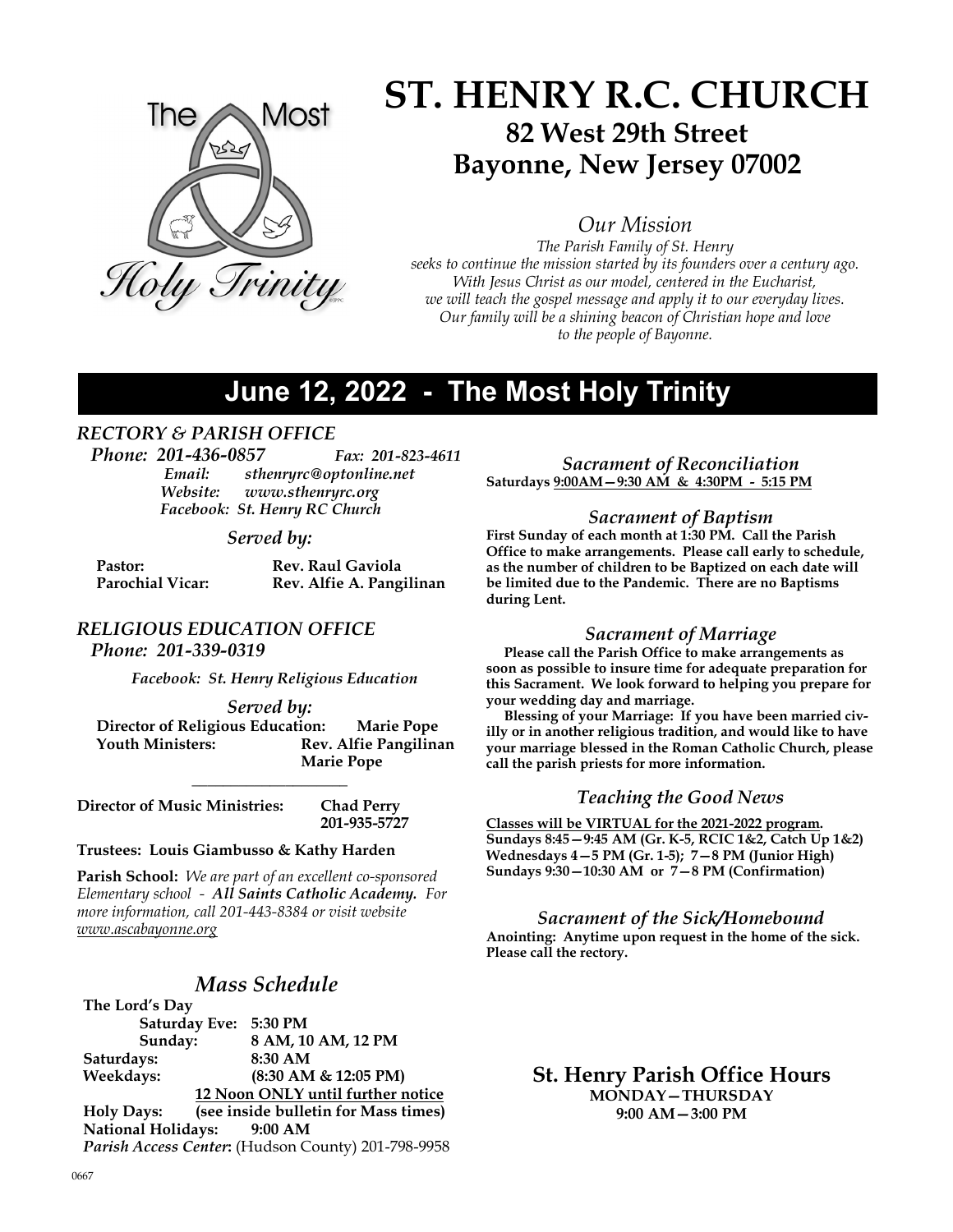# ST. HENRY R.C. CHURCH

## 82 West 29th Street
## Bayonne, New Jersey 07002

### *Our Mission*

*The Parish Family of St. Henry*
*seeks to continue the mission started by its founders over a century ago.*
*With Jesus Christ as our model, centered in the Eucharist,*
*we will teach the gospel message and apply it to our everyday lives.*
*Our family will be a shining beacon of Christian hope and love*
*to the people of Bayonne.*

## June 12, 2022 - The Most Holy Trinity

### *RECTORY & PARISH OFFICE*

*Phone: 201-436-0857* *Fax: 201-823-4611*
*Email: sthenryrc@optonline.net*
*Website: www.sthenryrc.org*
*Facebook: St. Henry RC Church*

*Served by:*

**Pastor:** **Rev. Raul Gaviola**
**Parochial Vicar:** **Rev. Alfie A. Pangilinan**

### *RELIGIOUS EDUCATION OFFICE*

*Phone: 201-339-0319*

*Facebook: St. Henry Religious Education*

*Served by:*

**Director of Religious Education:** **Marie Pope**
**Youth Ministers:** **Rev. Alfie Pangilinan**
**Marie Pope**

---

**Director of Music Ministries:** **Chad Perry**
**201-935-5727**

**Trustees: Louis Giambusso & Kathy Harden**

**Parish School:** *We are part of an excellent co-sponsored Elementary school - **All Saints Catholic Academy.** For more information, call 201-443-8384 or visit website www.ascabayonne.org*

### *Mass Schedule*

**The Lord's Day**
**Saturday Eve: 5:30 PM**
**Sunday: 8 AM, 10 AM, 12 PM**
**Saturdays: 8:30 AM**
**Weekdays: (8:30 AM & 12:05 PM)**
**12 Noon ONLY until further notice**
**Holy Days: (see inside bulletin for Mass times)**
**National Holidays: 9:00 AM**
***Parish Access Center*: (Hudson County) 201-798-9958**

### *Sacrament of Reconciliation*

**Saturdays 9:00AM—9:30 AM & 4:30PM - 5:15 PM**

### *Sacrament of Baptism*

**First Sunday of each month at 1:30 PM. Call the Parish Office to make arrangements. Please call early to schedule, as the number of children to be Baptized on each date will be limited due to the Pandemic. There are no Baptisms during Lent.**

### *Sacrament of Marriage*

**Please call the Parish Office to make arrangements as soon as possible to insure time for adequate preparation for this Sacrament. We look forward to helping you prepare for your wedding day and marriage.**

**Blessing of your Marriage: If you have been married civilly or in another religious tradition, and would like to have your marriage blessed in the Roman Catholic Church, please call the parish priests for more information.**

### *Teaching the Good News*

**Classes will be VIRTUAL for the 2021-2022 program.**
**Sundays 8:45—9:45 AM (Gr. K-5, RCIC 1&2, Catch Up 1&2)**
**Wednesdays 4—5 PM (Gr. 1-5); 7—8 PM (Junior High)**
**Sundays 9:30—10:30 AM or 7—8 PM (Confirmation)**

### *Sacrament of the Sick/Homebound*

**Anointing: Anytime upon request in the home of the sick. Please call the rectory.**

### St. Henry Parish Office Hours

**MONDAY—THURSDAY**
**9:00 AM—3:00 PM**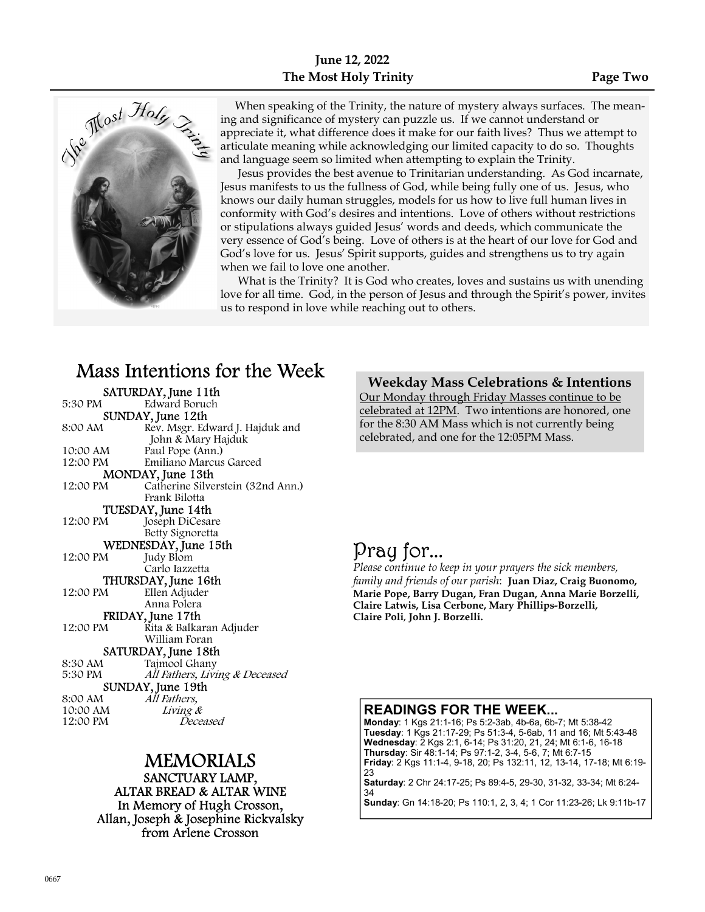The Most Holy Trinity

When speaking of the Trinity, the nature of mystery always surfaces. The meaning and significance of mystery can puzzle us. If we cannot understand or appreciate it, what difference does it make for our faith lives? Thus we attempt to articulate meaning while acknowledging our limited capacity to do so. Thoughts and language seem so limited when attempting to explain the Trinity.

Jesus provides the best avenue to Trinitarian understanding. As God incarnate, Jesus manifests to us the fullness of God, while being fully one of us. Jesus, who knows our daily human struggles, models for us how to live full human lives in conformity with God's desires and intentions. Love of others without restrictions or stipulations always guided Jesus' words and deeds, which communicate the very essence of God's being. Love of others is at the heart of our love for God and God's love for us. Jesus' Spirit supports, guides and strengthens us to try again when we fail to love one another.

What is the Trinity? It is God who creates, loves and sustains us with unending love for all time. God, in the person of Jesus and through the Spirit's power, invites us to respond in love while reaching out to others.

# Mass Intentions for the Week

**SATURDAY, June 11th**
5:30 PM — Edward Boruch

**SUNDAY, June 12th**
8:00 AM — Rev. Msgr. Edward J. Hajduk and John & Mary Hajduk
10:00 AM — Paul Pope (Ann.)
12:00 PM — Emiliano Marcus Garced

**MONDAY, June 13th**
12:00 PM — Catherine Silverstein (32nd Ann.)
Frank Bilotta

**TUESDAY, June 14th**
12:00 PM — Joseph DiCesare
Betty Signoretta

**WEDNESDAY, June 15th**
12:00 PM — Judy Blom
Carlo Iazzetta

**THURSDAY, June 16th**
12:00 PM — Ellen Adjuder
Anna Polera

**FRIDAY, June 17th**
12:00 PM — Rita & Balkaran Adjuder
William Foran

**SATURDAY, June 18th**
8:30 AM — Tajmool Ghany
5:30 PM — *All Fathers, Living & Deceased*

**SUNDAY, June 19th**
8:00 AM
10:00 AM
12:00 PM — *All Fathers, Living & Deceased*

## MEMORIALS

SANCTUARY LAMP,
ALTAR BREAD & ALTAR WINE
In Memory of Hugh Crosson,
Allan, Joseph & Josephine Rickvalsky
from Arlene Crosson

## Weekday Mass Celebrations & Intentions

Our Monday through Friday Masses continue to be celebrated at 12PM. Two intentions are honored, one for the 8:30 AM Mass which is not currently being celebrated, and one for the 12:05PM Mass.

## Pray for...

*Please continue to keep in your prayers the sick members, family and friends of our parish*: **Juan Diaz, Craig Buonomo, Marie Pope, Barry Dugan, Fran Dugan, Anna Marie Borzelli, Claire Latwis, Lisa Cerbone, Mary Phillips-Borzelli, Claire Poli**, **John J. Borzelli.**

## READINGS FOR THE WEEK...

**Monday**: 1 Kgs 21:1-16; Ps 5:2-3ab, 4b-6a, 6b-7; Mt 5:38-42
**Tuesday**: 1 Kgs 21:17-29; Ps 51:3-4, 5-6ab, 11 and 16; Mt 5:43-48
**Wednesday**: 2 Kgs 2:1, 6-14; Ps 31:20, 21, 24; Mt 6:1-6, 16-18
**Thursday**: Sir 48:1-14; Ps 97:1-2, 3-4, 5-6, 7; Mt 6:7-15
**Friday**: 2 Kgs 11:1-4, 9-18, 20; Ps 132:11, 12, 13-14, 17-18; Mt 6:19-23
**Saturday**: 2 Chr 24:17-25; Ps 89:4-5, 29-30, 31-32, 33-34; Mt 6:24-34
**Sunday**: Gn 14:18-20; Ps 110:1, 2, 3, 4; 1 Cor 11:23-26; Lk 9:11b-17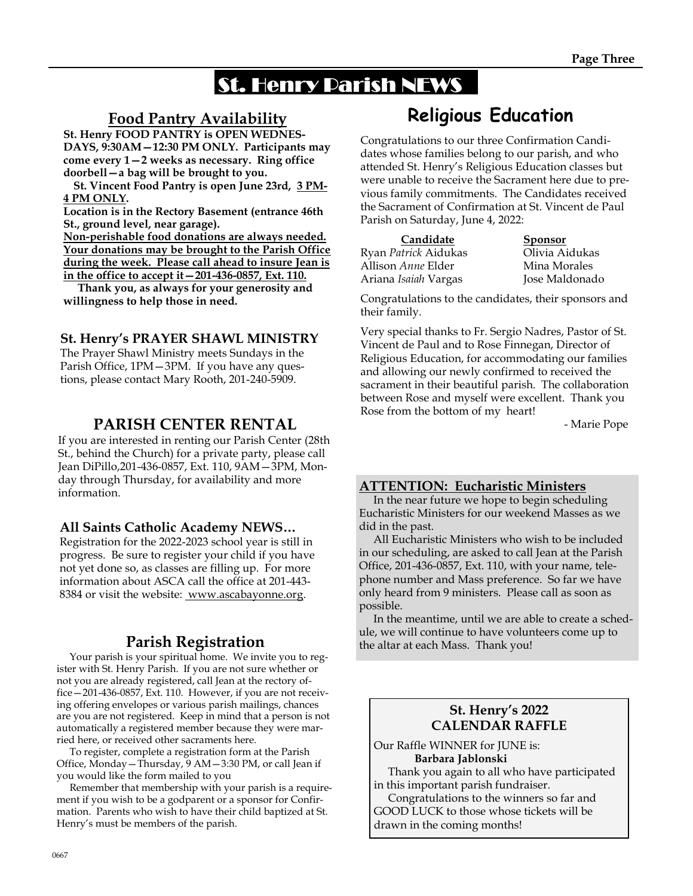# St. Henry Parish NEWS

## Food Pantry Availability

**St. Henry FOOD PANTRY is OPEN WEDNESDAYS, 9:30AM—12:30 PM ONLY. Participants may come every 1—2 weeks as necessary. Ring office doorbell—a bag will be brought to you.**

**St. Vincent Food Pantry is open June 23rd, <u>3 PM-4 PM ONLY</u>.**

**Location is in the Rectory Basement (entrance 46th St., ground level, near garage).**

**<u>Non-perishable food donations are always needed. Your donations may be brought to the Parish Office during the week. Please call ahead to insure Jean is in the office to accept it—201-436-0857, Ext. 110.</u>**

**Thank you, as always for your generosity and willingness to help those in need.**

### St. Henry's PRAYER SHAWL MINISTRY

The Prayer Shawl Ministry meets Sundays in the Parish Office, 1PM—3PM. If you have any questions, please contact Mary Rooth, 201-240-5909.

## PARISH CENTER RENTAL

If you are interested in renting our Parish Center (28th St., behind the Church) for a private party, please call Jean DiPillo,201-436-0857, Ext. 110, 9AM—3PM, Monday through Thursday, for availability and more information.

### All Saints Catholic Academy NEWS…

Registration for the 2022-2023 school year is still in progress. Be sure to register your child if you have not yet done so, as classes are filling up. For more information about ASCA call the office at 201-443-8384 or visit the website: www.ascabayonne.org.

## Parish Registration

Your parish is your spiritual home. We invite you to register with St. Henry Parish. If you are not sure whether or not you are already registered, call Jean at the rectory office—201-436-0857, Ext. 110. However, if you are not receiving offering envelopes or various parish mailings, chances are you are not registered. Keep in mind that a person is not automatically a registered member because they were married here, or received other sacraments here.

To register, complete a registration form at the Parish Office, Monday—Thursday, 9 AM—3:30 PM, or call Jean if you would like the form mailed to you

Remember that membership with your parish is a requirement if you wish to be a godparent or a sponsor for Confirmation. Parents who wish to have their child baptized at St. Henry's must be members of the parish.

## Religious Education

Congratulations to our three Confirmation Candidates whose families belong to our parish, and who attended St. Henry's Religious Education classes but were unable to receive the Sacrament here due to previous family commitments. The Candidates received the Sacrament of Confirmation at St. Vincent de Paul Parish on Saturday, June 4, 2022:

| Candidate | Sponsor |
|---|---|
| Ryan *Patrick* Aidukas | Olivia Aidukas |
| Allison *Anne* Elder | Mina Morales |
| Ariana *Isaiah* Vargas | Jose Maldonado |

Congratulations to the candidates, their sponsors and their family.

Very special thanks to Fr. Sergio Nadres, Pastor of St. Vincent de Paul and to Rose Finnegan, Director of Religious Education, for accommodating our families and allowing our newly confirmed to received the sacrament in their beautiful parish. The collaboration between Rose and myself were excellent. Thank you Rose from the bottom of my heart!

- Marie Pope

### ATTENTION: Eucharistic Ministers

In the near future we hope to begin scheduling Eucharistic Ministers for our weekend Masses as we did in the past.

All Eucharistic Ministers who wish to be included in our scheduling, are asked to call Jean at the Parish Office, 201-436-0857, Ext. 110, with your name, telephone number and Mass preference. So far we have only heard from 9 ministers. Please call as soon as possible.

In the meantime, until we are able to create a schedule, we will continue to have volunteers come up to the altar at each Mass. Thank you!

### St. Henry's 2022 CALENDAR RAFFLE

Our Raffle WINNER for JUNE is:

**Barbara Jablonski**

Thank you again to all who have participated in this important parish fundraiser.

Congratulations to the winners so far and GOOD LUCK to those whose tickets will be drawn in the coming months!

0667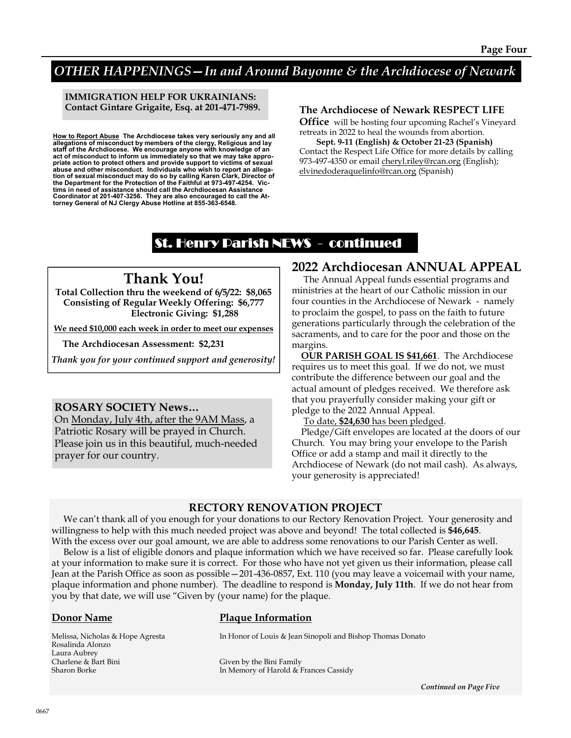## OTHER HAPPENINGS—*In and Around Bayonne & the Archdiocese of Newark*

**IMMIGRATION HELP FOR UKRAINIANS: Contact Gintare Grigaite, Esq. at 201-471-7989.**

**How to Report Abuse** **The Archdiocese takes very seriously any and all allegations of misconduct by members of the clergy, Religious and lay staff of the Archdiocese. We encourage anyone with knowledge of an act of misconduct to inform us immediately so that we may take appropriate action to protect others and provide support to victims of sexual abuse and other misconduct. Individuals who wish to report an allegation of sexual misconduct may do so by calling Karen Clark, Director of the Department for the Protection of the Faithful at 973-497-4254. Victims in need of assistance should call the Archdiocesan Assistance Coordinator at 201-407-3256. They are also encouraged to call the Attorney General of NJ Clergy Abuse Hotline at 855-363-6548.**

**The Archdiocese of Newark RESPECT LIFE Office** will be hosting four upcoming Rachel's Vineyard retreats in 2022 to heal the wounds from abortion.

**Sept. 9-11 (English) & October 21-23 (Spanish)**
Contact the Respect Life Office for more details by calling 973-497-4350 or email cheryl.riley@rcan.org (English); elvinedoderaquelinfo@rcan.org (Spanish)

## St. Henry Parish NEWS - continued

### Thank You!

**Total Collection thru the weekend of 6/5/22: $8,065**
**Consisting of Regular Weekly Offering: $6,777**
**Electronic Giving: $1,288**

**We need $10,000 each week in order to meet our expenses**

**The Archdiocesan Assessment: $2,231**

***Thank you for your continued support and generosity!***

### ROSARY SOCIETY News…

On Monday, July 4th, after the 9AM Mass, a Patriotic Rosary will be prayed in Church. Please join us in this beautiful, much-needed prayer for our country.

### 2022 Archdiocesan ANNUAL APPEAL

The Annual Appeal funds essential programs and ministries at the heart of our Catholic mission in our four counties in the Archdiocese of Newark - namely to proclaim the gospel, to pass on the faith to future generations particularly through the celebration of the sacraments, and to care for the poor and those on the margins.

**OUR PARISH GOAL IS $41,661**. The Archdiocese requires us to meet this goal. If we do not, we must contribute the difference between our goal and the actual amount of pledges received. We therefore ask that you prayerfully consider making your gift or pledge to the 2022 Annual Appeal.

To date, **$24,630** has been pledged.

Pledge/Gift envelopes are located at the doors of our Church. You may bring your envelope to the Parish Office or add a stamp and mail it directly to the Archdiocese of Newark (do not mail cash). As always, your generosity is appreciated!

### RECTORY RENOVATION PROJECT

We can't thank all of you enough for your donations to our Rectory Renovation Project. Your generosity and willingness to help with this much needed project was above and beyond! The total collected is **$46,645**. With the excess over our goal amount, we are able to address some renovations to our Parish Center as well.

Below is a list of eligible donors and plaque information which we have received so far. Please carefully look at your information to make sure it is correct. For those who have not yet given us their information, please call Jean at the Parish Office as soon as possible—201-436-0857, Ext. 110 (you may leave a voicemail with your name, plaque information and phone number). The deadline to respond is **Monday, July 11th**. If we do not hear from you by that date, we will use "Given by (your name) for the plaque.

| Donor Name | Plaque Information |
| --- | --- |
| Melissa, Nicholas & Hope Agresta | In Honor of Louis & Jean Sinopoli and Bishop Thomas Donato |
| Rosalinda Alonzo | |
| Laura Aubrey | |
| Charlene & Bart Bini | Given by the Bini Family |
| Sharon Borke | In Memory of Harold & Frances Cassidy |

*Continued on Page Five*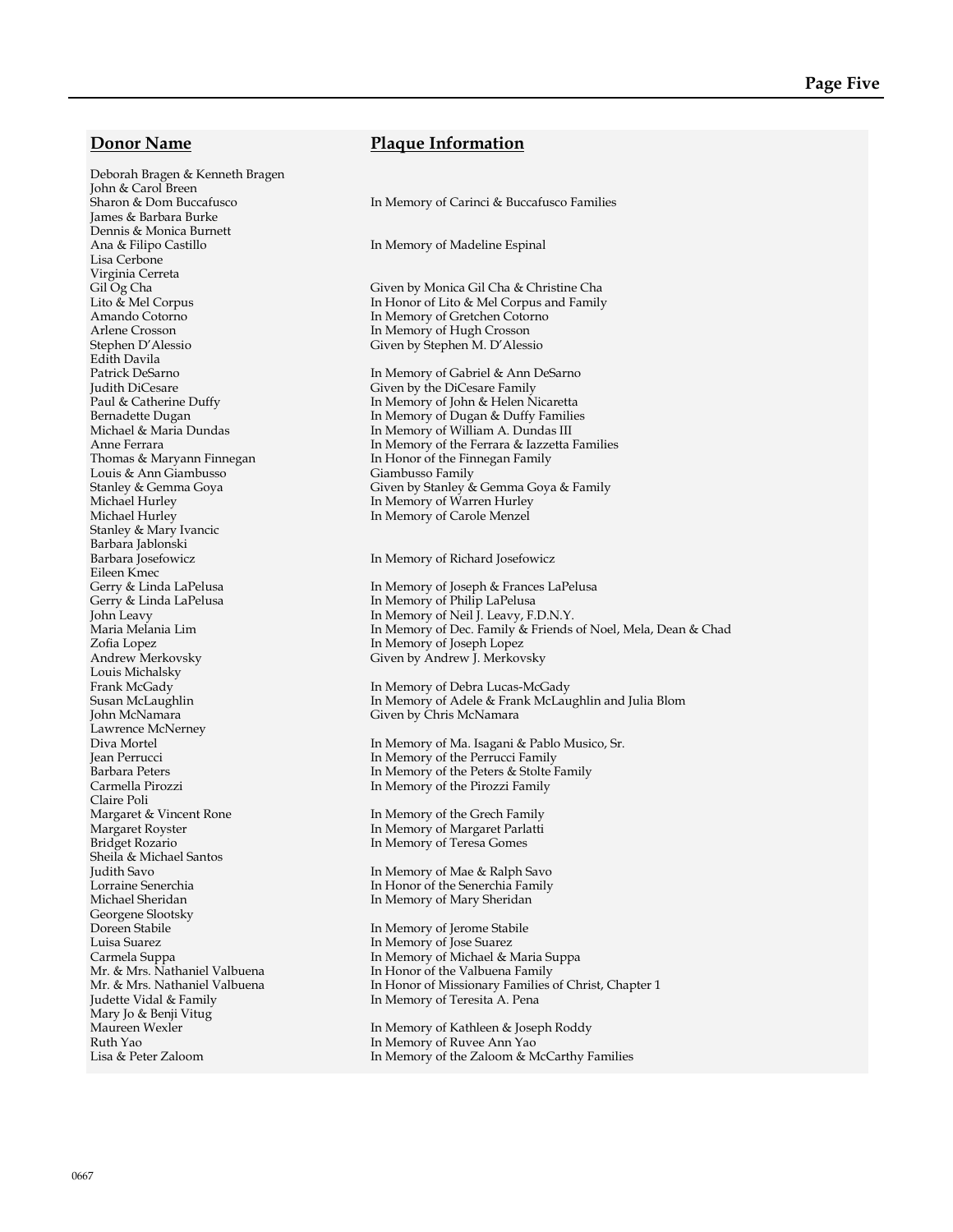| Donor Name | Plaque Information |
| --- | --- |
| Deborah Bragen & Kenneth Bragen | |
| John & Carol Breen | |
| Sharon & Dom Buccafusco | In Memory of Carinci & Buccafusco Families |
| James & Barbara Burke | |
| Dennis & Monica Burnett | |
| Ana & Filipo Castillo | In Memory of Madeline Espinal |
| Lisa Cerbone | |
| Virginia Cerreta | |
| Gil Og Cha | Given by Monica Gil Cha & Christine Cha |
| Lito & Mel Corpus | In Honor of Lito & Mel Corpus and Family |
| Amando Cotorno | In Memory of Gretchen Cotorno |
| Arlene Crosson | In Memory of Hugh Crosson |
| Stephen D'Alessio | Given by Stephen M. D'Alessio |
| Edith Davila | |
| Patrick DeSarno | In Memory of Gabriel & Ann DeSarno |
| Judith DiCesare | Given by the DiCesare Family |
| Paul & Catherine Duffy | In Memory of John & Helen Nicaretta |
| Bernadette Dugan | In Memory of Dugan & Duffy Families |
| Michael & Maria Dundas | In Memory of William A. Dundas III |
| Anne Ferrara | In Memory of the Ferrara & Iazzetta Families |
| Thomas & Maryann Finnegan | In Honor of the Finnegan Family |
| Louis & Ann Giambusso | Giambusso Family |
| Stanley & Gemma Goya | Given by Stanley & Gemma Goya & Family |
| Michael Hurley | In Memory of Warren Hurley |
| Michael Hurley | In Memory of Carole Menzel |
| Stanley & Mary Ivancic | |
| Barbara Jablonski | |
| Barbara Josefowicz | In Memory of Richard Josefowicz |
| Eileen Kmec | |
| Gerry & Linda LaPelusa | In Memory of Joseph & Frances LaPelusa |
| Gerry & Linda LaPelusa | In Memory of Philip LaPelusa |
| John Leavy | In Memory of Neil J. Leavy, F.D.N.Y. |
| Maria Melania Lim | In Memory of Dec. Family & Friends of Noel, Mela, Dean & Chad |
| Zofia Lopez | In Memory of Joseph Lopez |
| Andrew Merkovsky | Given by Andrew J. Merkovsky |
| Louis Michalsky | |
| Frank McGady | In Memory of Debra Lucas-McGady |
| Susan McLaughlin | In Memory of Adele & Frank McLaughlin and Julia Blom |
| John McNamara | Given by Chris McNamara |
| Lawrence McNerney | |
| Diva Mortel | In Memory of Ma. Isagani & Pablo Musico, Sr. |
| Jean Perrucci | In Memory of the Perrucci Family |
| Barbara Peters | In Memory of the Peters & Stolte Family |
| Carmella Pirozzi | In Memory of the Pirozzi Family |
| Claire Poli | |
| Margaret & Vincent Rone | In Memory of the Grech Family |
| Margaret Royster | In Memory of Margaret Parlatti |
| Bridget Rozario | In Memory of Teresa Gomes |
| Sheila & Michael Santos | |
| Judith Savo | In Memory of Mae & Ralph Savo |
| Lorraine Senerchia | In Honor of the Senerchia Family |
| Michael Sheridan | In Memory of Mary Sheridan |
| Georgene Slootsky | |
| Doreen Stabile | In Memory of Jerome Stabile |
| Luisa Suarez | In Memory of Jose Suarez |
| Carmela Suppa | In Memory of Michael & Maria Suppa |
| Mr. & Mrs. Nathaniel Valbuena | In Honor of the Valbuena Family |
| Mr. & Mrs. Nathaniel Valbuena | In Honor of Missionary Families of Christ, Chapter 1 |
| Judette Vidal & Family | In Memory of Teresita A. Pena |
| Mary Jo & Benji Vitug | |
| Maureen Wexler | In Memory of Kathleen & Joseph Roddy |
| Ruth Yao | In Memory of Ruvee Ann Yao |
| Lisa & Peter Zaloom | In Memory of the Zaloom & McCarthy Families |

0667